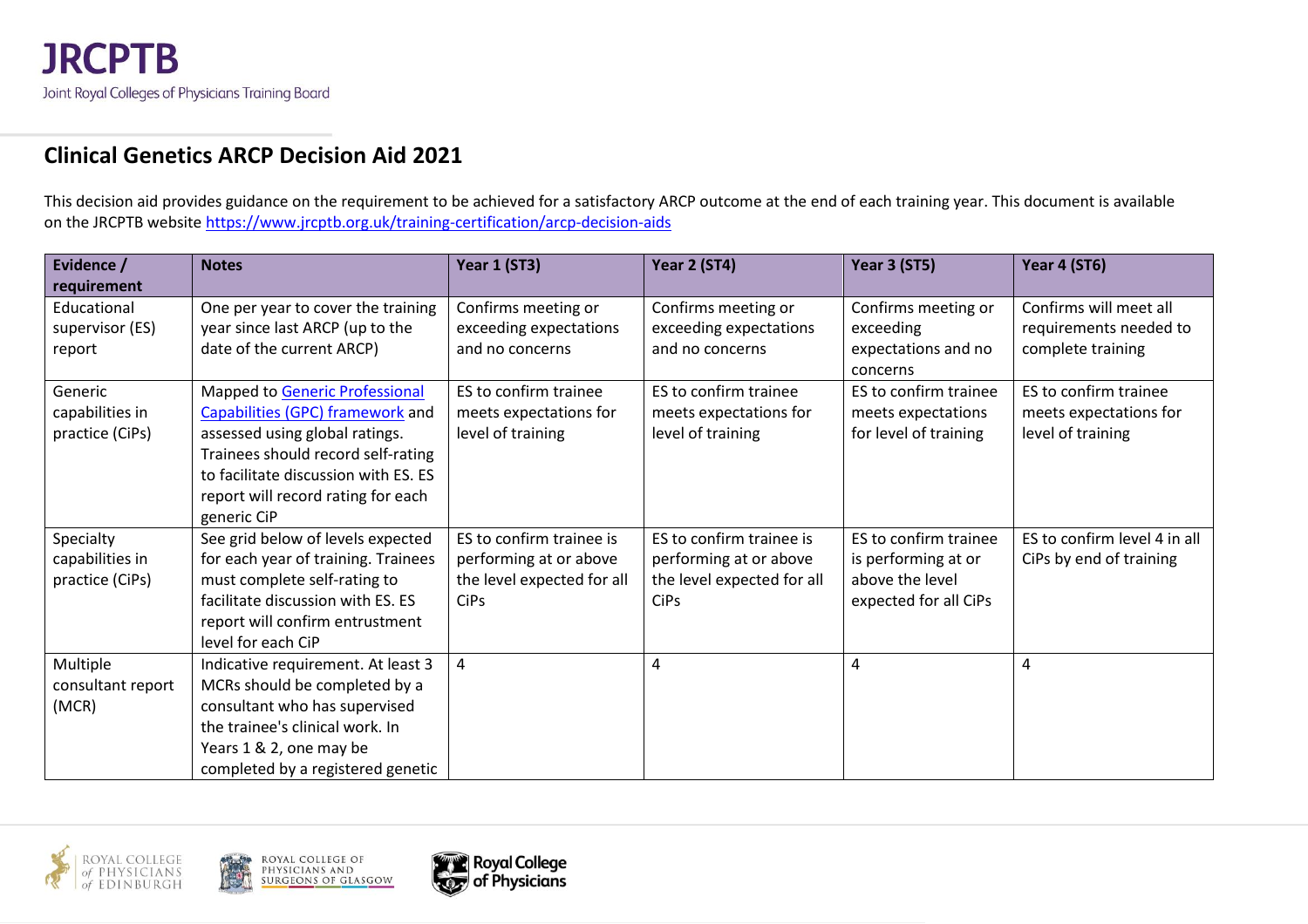JRCPTB

Joint Royal Colleges of Physicians Training Board

# Clinical Genetics ARCP Decision Aid 2021

This decision aid provides guidance on the requirement to be achieved for a satisfactory ARCP outcome at the end of each training year. This document is available on the JRCPTB website [https://www.jrcptb.org.uk/training-certification/arcp-decision-aids](https://www.jrcptb.org.uk/training-certification/arcp-decision-aids)

| Evidence / requirement | Notes | Year 1 (ST3) | Year 2 (ST4) | Year 3 (ST5) | Year 4 (ST6) |
|---|---|---|---|---|---|
| Educational supervisor (ES) report | One per year to cover the training year since last ARCP (up to the date of the current ARCP) | Confirms meeting or exceeding expectations and no concerns | Confirms meeting or exceeding expectations and no concerns | Confirms meeting or exceeding expectations and no concerns | Confirms will meet all requirements needed to complete training |
| Generic capabilities in practice (CiPs) | Mapped to [Generic Professional Capabilities (GPC) framework](#) and assessed using global ratings. Trainees should record self-rating to facilitate discussion with ES. ES report will record rating for each generic CiP | ES to confirm trainee meets expectations for level of training | ES to confirm trainee meets expectations for level of training | ES to confirm trainee meets expectations for level of training | ES to confirm trainee meets expectations for level of training |
| Specialty capabilities in practice (CiPs) | See grid below of levels expected for each year of training. Trainees must complete self-rating to facilitate discussion with ES. ES report will confirm entrustment level for each CiP | ES to confirm trainee is performing at or above the level expected for all CiPs | ES to confirm trainee is performing at or above the level expected for all CiPs | ES to confirm trainee is performing at or above the level expected for all CiPs | ES to confirm level 4 in all CiPs by end of training |
| Multiple consultant report (MCR) | Indicative requirement. At least 3 MCRs should be completed by a consultant who has supervised the trainee's clinical work. In Years 1 & 2, one may be completed by a registered genetic | 4 | 4 | 4 | 4 |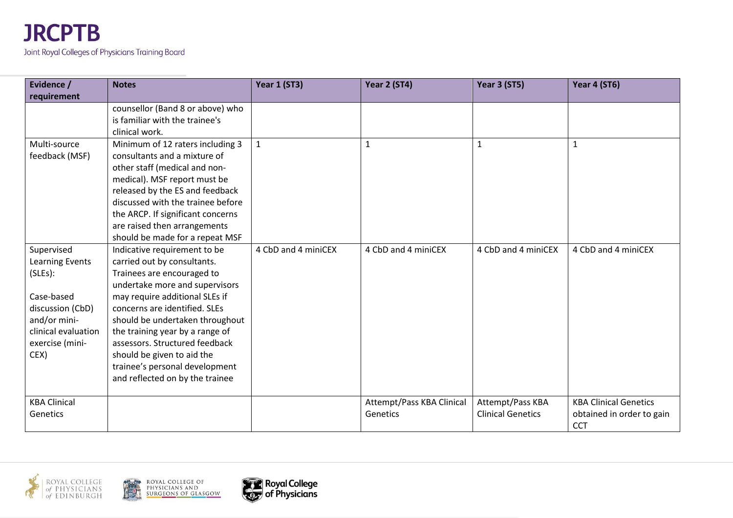| Evidence / requirement | Notes | Year 1 (ST3) | Year 2 (ST4) | Year 3 (ST5) | Year 4 (ST6) |
|---|---|---|---|---|---|
| | counsellor (Band 8 or above) who is familiar with the trainee's clinical work. | | | | |
| Multi-source feedback (MSF) | Minimum of 12 raters including 3 consultants and a mixture of other staff (medical and non-medical). MSF report must be released by the ES and feedback discussed with the trainee before the ARCP. If significant concerns are raised then arrangements should be made for a repeat MSF | 1 | 1 | 1 | 1 |
| Supervised Learning Events (SLEs):<br><br>Case-based discussion (CbD) and/or mini-clinical evaluation exercise (mini-CEX) | Indicative requirement to be carried out by consultants. Trainees are encouraged to undertake more and supervisors may require additional SLEs if concerns are identified. SLEs should be undertaken throughout the training year by a range of assessors. Structured feedback should be given to aid the trainee's personal development and reflected on by the trainee | 4 CbD and 4 miniCEX | 4 CbD and 4 miniCEX | 4 CbD and 4 miniCEX | 4 CbD and 4 miniCEX |
| KBA Clinical Genetics | | | Attempt/Pass KBA Clinical Genetics | Attempt/Pass KBA Clinical Genetics | KBA Clinical Genetics obtained in order to gain CCT |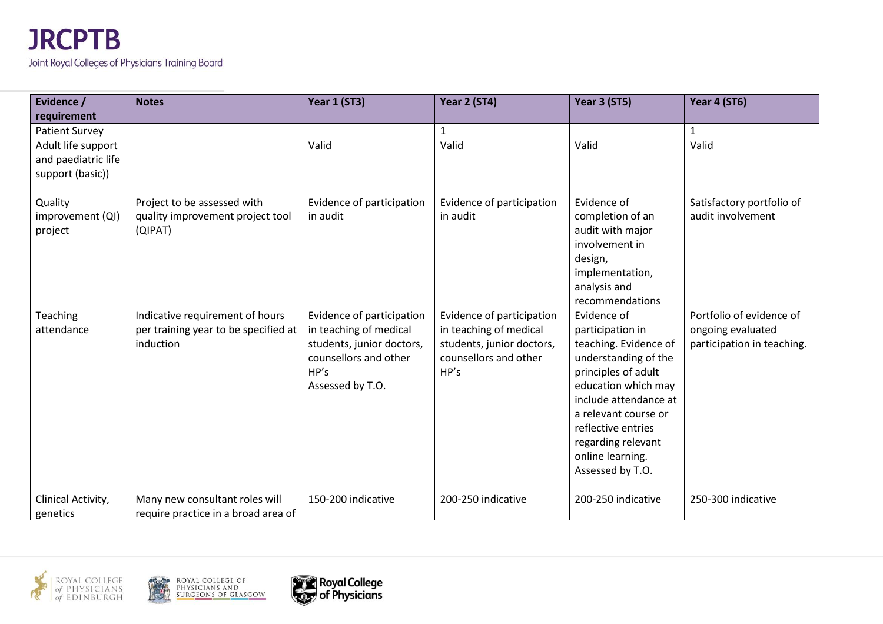| Evidence / requirement | Notes | Year 1 (ST3) | Year 2 (ST4) | Year 3 (ST5) | Year 4 (ST6) |
|---|---|---|---|---|---|
| Patient Survey | | | 1 | | 1 |
| Adult life support and paediatric life support (basic)) | | Valid | Valid | Valid | Valid |
| Quality improvement (QI) project | Project to be assessed with quality improvement project tool (QIPAT) | Evidence of participation in audit | Evidence of participation in audit | Evidence of completion of an audit with major involvement in design, implementation, analysis and recommendations | Satisfactory portfolio of audit involvement |
| Teaching attendance | Indicative requirement of hours per training year to be specified at induction | Evidence of participation in teaching of medical students, junior doctors, counsellors and other HP's Assessed by T.O. | Evidence of participation in teaching of medical students, junior doctors, counsellors and other HP's | Evidence of participation in teaching. Evidence of understanding of the principles of adult education which may include attendance at a relevant course or reflective entries regarding relevant online learning. Assessed by T.O. | Portfolio of evidence of ongoing evaluated participation in teaching. |
| Clinical Activity, genetics | Many new consultant roles will require practice in a broad area of | 150-200 indicative | 200-250 indicative | 200-250 indicative | 250-300 indicative |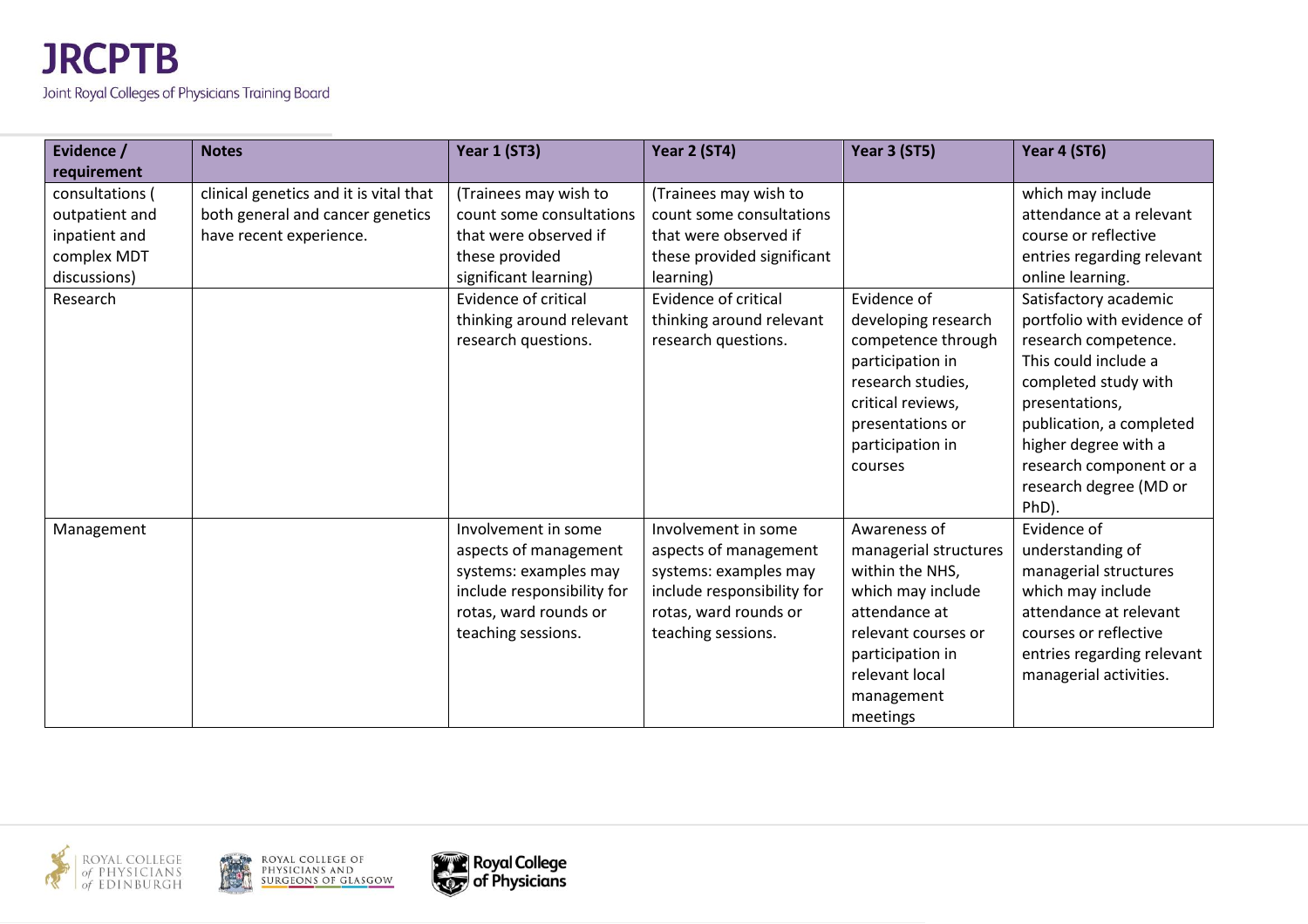| Evidence / requirement | Notes | Year 1 (ST3) | Year 2 (ST4) | Year 3 (ST5) | Year 4 (ST6) |
|---|---|---|---|---|---|
| consultations ( outpatient and inpatient and complex MDT discussions) | clinical genetics and it is vital that both general and cancer genetics have recent experience. | (Trainees may wish to count some consultations that were observed if these provided significant learning) | (Trainees may wish to count some consultations that were observed if these provided significant learning) | | which may include attendance at a relevant course or reflective entries regarding relevant online learning. |
| Research | | Evidence of critical thinking around relevant research questions. | Evidence of critical thinking around relevant research questions. | Evidence of developing research competence through participation in research studies, critical reviews, presentations or participation in courses | Satisfactory academic portfolio with evidence of research competence. This could include a completed study with presentations, publication, a completed higher degree with a research component or a research degree (MD or PhD). |
| Management | | Involvement in some aspects of management systems: examples may include responsibility for rotas, ward rounds or teaching sessions. | Involvement in some aspects of management systems: examples may include responsibility for rotas, ward rounds or teaching sessions. | Awareness of managerial structures within the NHS, which may include attendance at relevant courses or participation in relevant local management meetings | Evidence of understanding of managerial structures which may include attendance at relevant courses or reflective entries regarding relevant managerial activities. |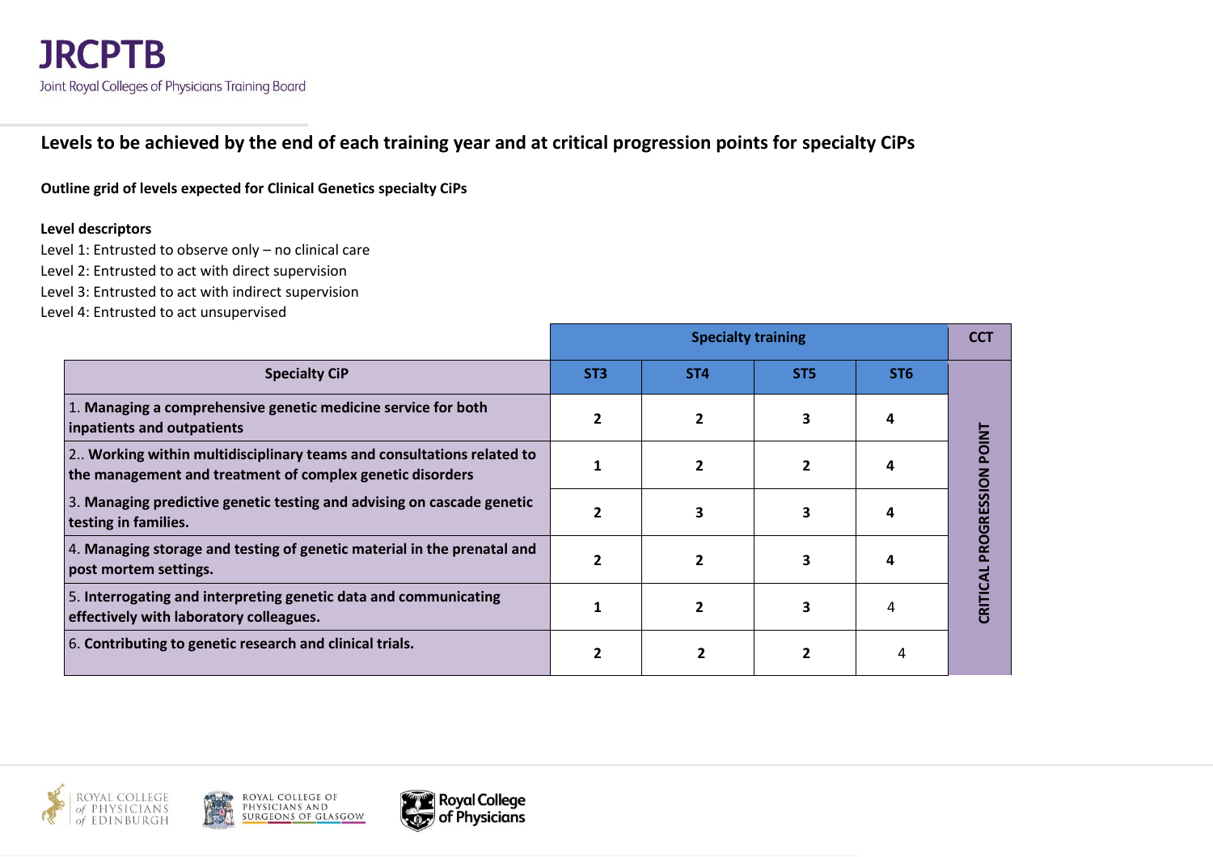## Levels to be achieved by the end of each training year and at critical progression points for specialty CiPs

**Outline grid of levels expected for Clinical Genetics specialty CiPs**

**Level descriptors**

Level 1: Entrusted to observe only – no clinical care
Level 2: Entrusted to act with direct supervision
Level 3: Entrusted to act with indirect supervision
Level 4: Entrusted to act unsupervised

| | Specialty training | | | | CCT |
|---|---|---|---|---|---|
| **Specialty CiP** | **ST3** | **ST4** | **ST5** | **ST6** | **CRITICAL PROGRESSION POINT** |
| 1. **Managing a comprehensive genetic medicine service for both inpatients and outpatients** | **2** | **2** | **3** | **4** | |
| 2.. **Working within multidisciplinary teams and consultations related to the management and treatment of complex genetic disorders** | **1** | **2** | **2** | **4** | |
| 3. **Managing predictive genetic testing and advising on cascade genetic testing in families.** | **2** | **3** | **3** | **4** | |
| 4. **Managing storage and testing of genetic material in the prenatal and post mortem settings.** | **2** | **2** | **3** | **4** | |
| 5. **Interrogating and interpreting genetic data and communicating effectively with laboratory colleagues.** | **1** | **2** | **3** | 4 | |
| 6. **Contributing to genetic research and clinical trials.** | **2** | **2** | **2** | 4 | |